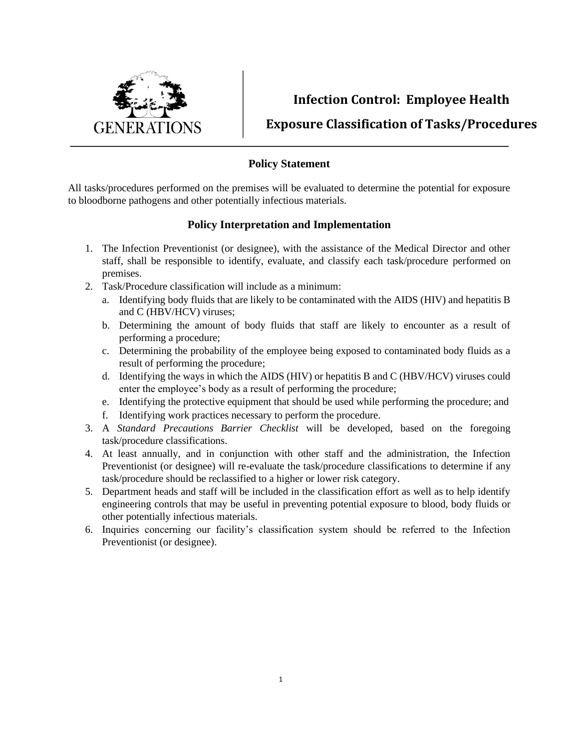GENERATIONS

# Infection Control: Employee Health

## Exposure Classification of Tasks/Procedures

### Policy Statement

All tasks/procedures performed on the premises will be evaluated to determine the potential for exposure to bloodborne pathogens and other potentially infectious materials.

### Policy Interpretation and Implementation

1. The Infection Preventionist (or designee), with the assistance of the Medical Director and other staff, shall be responsible to identify, evaluate, and classify each task/procedure performed on premises.
2. Task/Procedure classification will include as a minimum:
   a. Identifying body fluids that are likely to be contaminated with the AIDS (HIV) and hepatitis B and C (HBV/HCV) viruses;
   b. Determining the amount of body fluids that staff are likely to encounter as a result of performing a procedure;
   c. Determining the probability of the employee being exposed to contaminated body fluids as a result of performing the procedure;
   d. Identifying the ways in which the AIDS (HIV) or hepatitis B and C (HBV/HCV) viruses could enter the employee's body as a result of performing the procedure;
   e. Identifying the protective equipment that should be used while performing the procedure; and
   f. Identifying work practices necessary to perform the procedure.
3. A *Standard Precautions Barrier Checklist* will be developed, based on the foregoing task/procedure classifications.
4. At least annually, and in conjunction with other staff and the administration, the Infection Preventionist (or designee) will re-evaluate the task/procedure classifications to determine if any task/procedure should be reclassified to a higher or lower risk category.
5. Department heads and staff will be included in the classification effort as well as to help identify engineering controls that may be useful in preventing potential exposure to blood, body fluids or other potentially infectious materials.
6. Inquiries concerning our facility's classification system should be referred to the Infection Preventionist (or designee).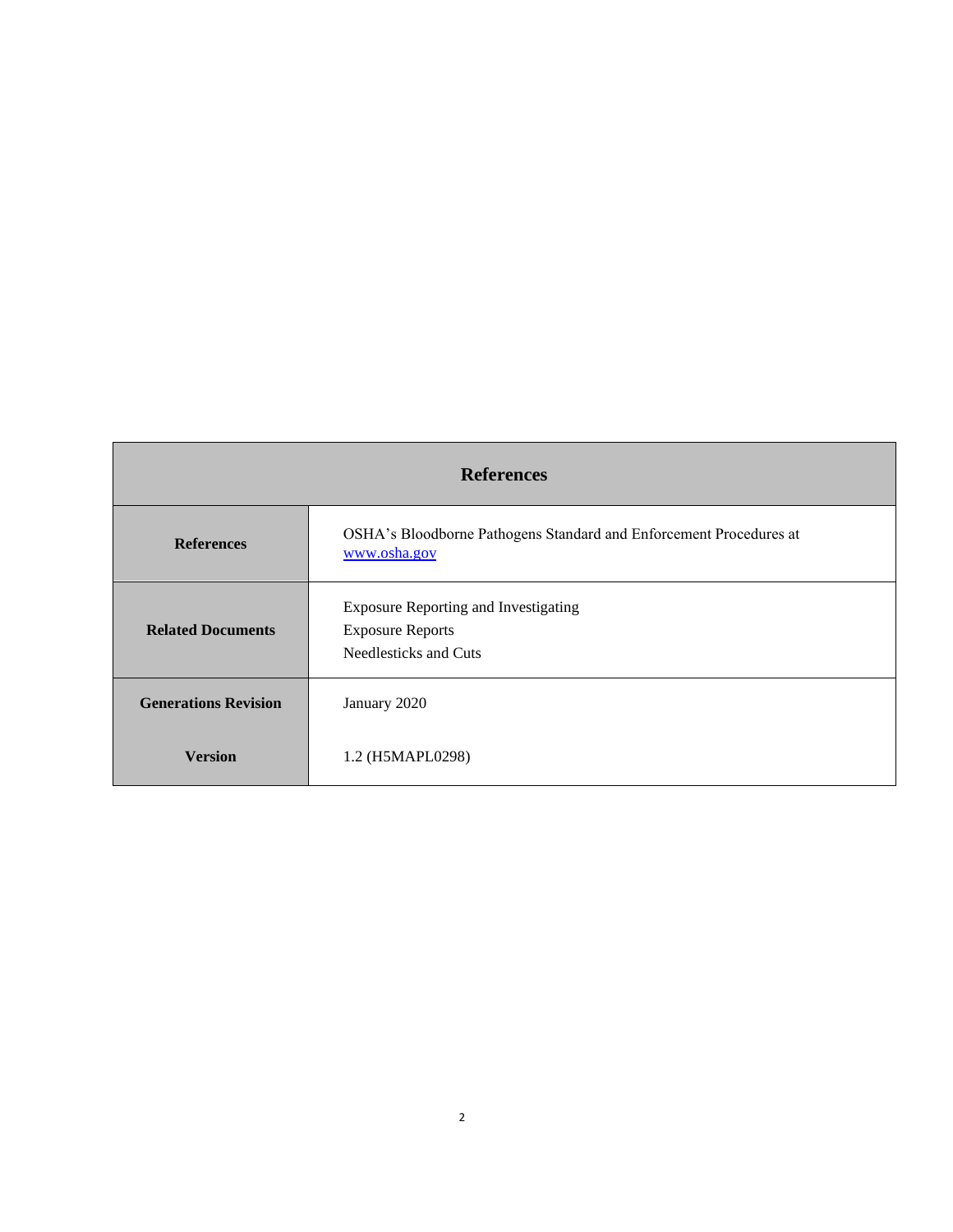| References | |
|---|---|
| **References** | OSHA's Bloodborne Pathogens Standard and Enforcement Procedures at www.osha.gov |
| **Related Documents** | Exposure Reporting and Investigating<br>Exposure Reports<br>Needlesticks and Cuts |
| **Generations Revision** | January 2020 |
| **Version** | 1.2 (H5MAPL0298) |